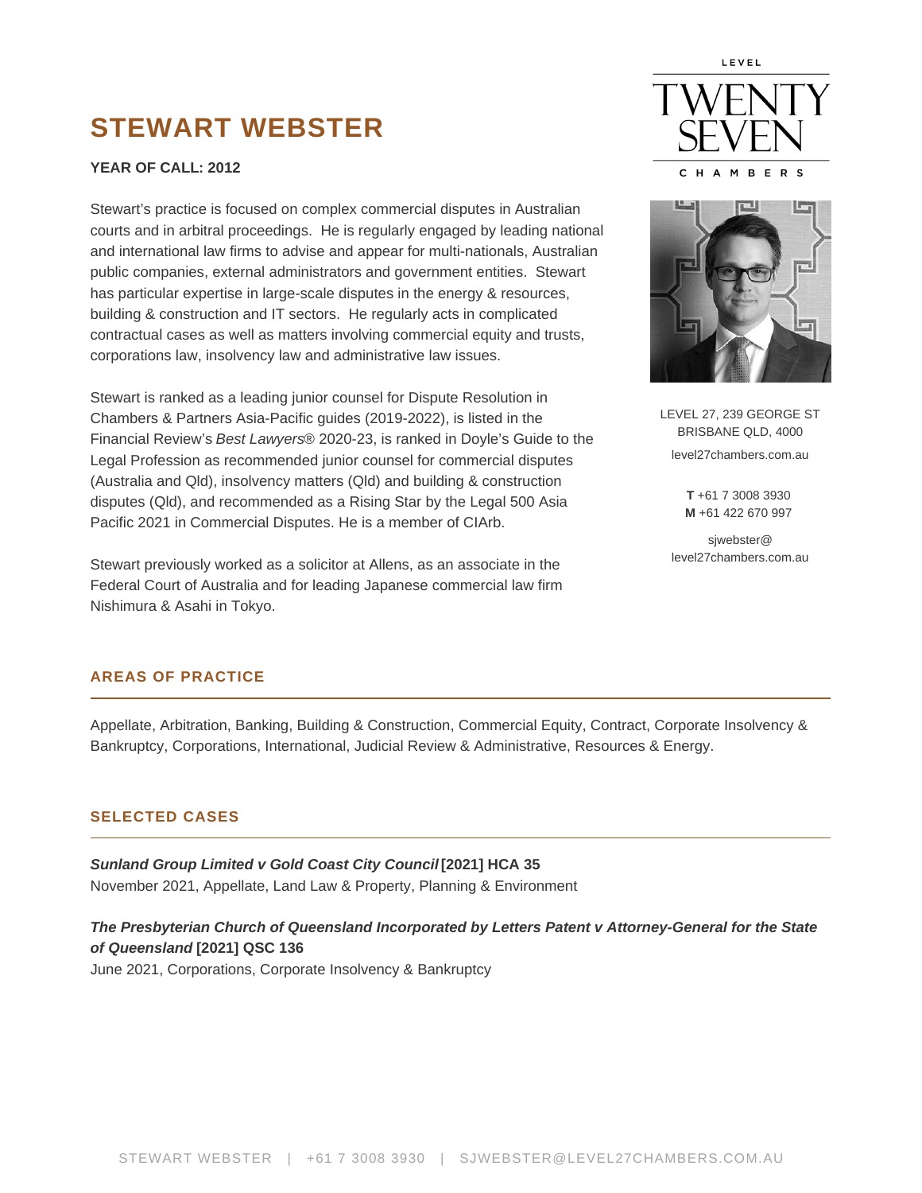# STEWART WEBSTER

**YEAR OF CALL: 2012**

LEVEL TWENTY SEVEN CHAMBERS

LEVEL 27, 239 GEORGE ST
BRISBANE QLD, 4000
level27chambers.com.au

**T** +61 7 3008 3930
**M** +61 422 670 997

sjwebster@
level27chambers.com.au

Stewart's practice is focused on complex commercial disputes in Australian courts and in arbitral proceedings. He is regularly engaged by leading national and international law firms to advise and appear for multi-nationals, Australian public companies, external administrators and government entities. Stewart has particular expertise in large-scale disputes in the energy & resources, building & construction and IT sectors. He regularly acts in complicated contractual cases as well as matters involving commercial equity and trusts, corporations law, insolvency law and administrative law issues.

Stewart is ranked as a leading junior counsel for Dispute Resolution in Chambers & Partners Asia-Pacific guides (2019-2022), is listed in the Financial Review's *Best Lawyers*® 2020-23, is ranked in Doyle's Guide to the Legal Profession as recommended junior counsel for commercial disputes (Australia and Qld), insolvency matters (Qld) and building & construction disputes (Qld), and recommended as a Rising Star by the Legal 500 Asia Pacific 2021 in Commercial Disputes. He is a member of CIArb.

Stewart previously worked as a solicitor at Allens, as an associate in the Federal Court of Australia and for leading Japanese commercial law firm Nishimura & Asahi in Tokyo.

## AREAS OF PRACTICE

Appellate, Arbitration, Banking, Building & Construction, Commercial Equity, Contract, Corporate Insolvency & Bankruptcy, Corporations, International, Judicial Review & Administrative, Resources & Energy.

## SELECTED CASES

***Sunland Group Limited v Gold Coast City Council* [2021] HCA 35**
November 2021, Appellate, Land Law & Property, Planning & Environment

***The Presbyterian Church of Queensland Incorporated by Letters Patent v Attorney-General for the State of Queensland* [2021] QSC 136**
June 2021, Corporations, Corporate Insolvency & Bankruptcy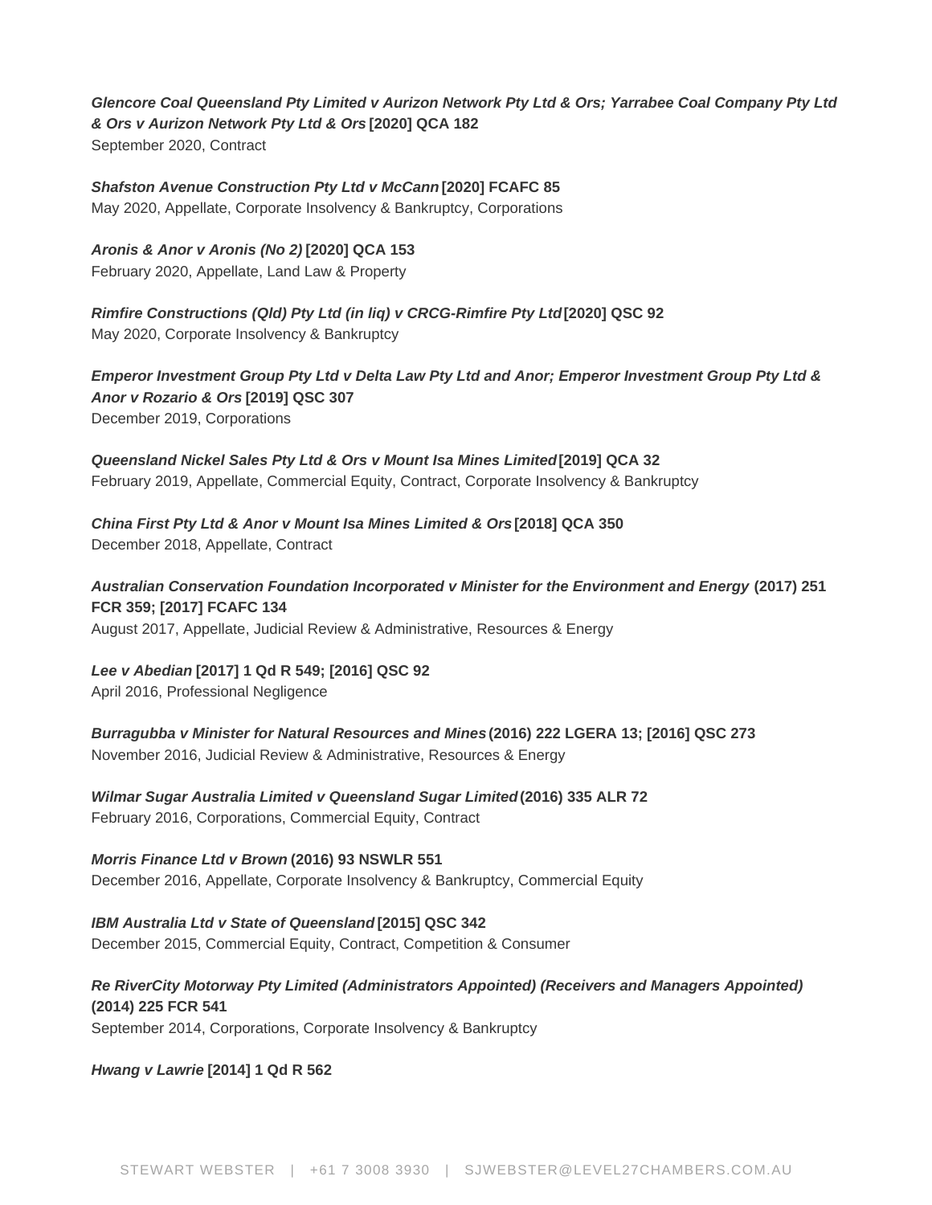***Glencore Coal Queensland Pty Limited v Aurizon Network Pty Ltd & Ors; Yarrabee Coal Company Pty Ltd & Ors v Aurizon Network Pty Ltd & Ors*** **[2020] QCA 182**
September 2020, Contract

***Shafston Avenue Construction Pty Ltd v McCann*** **[2020] FCAFC 85**
May 2020, Appellate, Corporate Insolvency & Bankruptcy, Corporations

***Aronis & Anor v Aronis (No 2)*** **[2020] QCA 153**
February 2020, Appellate, Land Law & Property

***Rimfire Constructions (Qld) Pty Ltd (in liq) v CRCG-Rimfire Pty Ltd*** **[2020] QSC 92**
May 2020, Corporate Insolvency & Bankruptcy

***Emperor Investment Group Pty Ltd v Delta Law Pty Ltd and Anor; Emperor Investment Group Pty Ltd & Anor v Rozario & Ors*** **[2019] QSC 307**
December 2019, Corporations

***Queensland Nickel Sales Pty Ltd & Ors v Mount Isa Mines Limited*** **[2019] QCA 32**
February 2019, Appellate, Commercial Equity, Contract, Corporate Insolvency & Bankruptcy

***China First Pty Ltd & Anor v Mount Isa Mines Limited & Ors*** **[2018] QCA 350**
December 2018, Appellate, Contract

***Australian Conservation Foundation Incorporated v Minister for the Environment and Energy*** **(2017) 251 FCR 359; [2017] FCAFC 134**
August 2017, Appellate, Judicial Review & Administrative, Resources & Energy

***Lee v Abedian*** **[2017] 1 Qd R 549; [2016] QSC 92**
April 2016, Professional Negligence

***Burragubba v Minister for Natural Resources and Mines*** **(2016) 222 LGERA 13; [2016] QSC 273**
November 2016, Judicial Review & Administrative, Resources & Energy

***Wilmar Sugar Australia Limited v Queensland Sugar Limited*** **(2016) 335 ALR 72**
February 2016, Corporations, Commercial Equity, Contract

***Morris Finance Ltd v Brown*** **(2016) 93 NSWLR 551**
December 2016, Appellate, Corporate Insolvency & Bankruptcy, Commercial Equity

***IBM Australia Ltd v State of Queensland*** **[2015] QSC 342**
December 2015, Commercial Equity, Contract, Competition & Consumer

***Re RiverCity Motorway Pty Limited (Administrators Appointed) (Receivers and Managers Appointed)*** **(2014) 225 FCR 541**
September 2014, Corporations, Corporate Insolvency & Bankruptcy

***Hwang v Lawrie*** **[2014] 1 Qd R 562**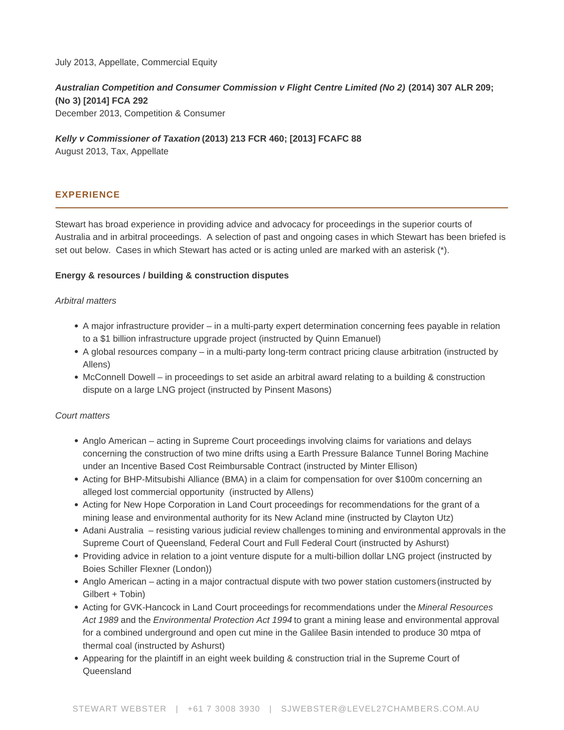July 2013, Appellate, Commercial Equity

***Australian Competition and Consumer Commission v Flight Centre Limited (No 2)*** **(2014) 307 ALR 209; (No 3) [2014] FCA 292**
December 2013, Competition & Consumer

***Kelly v Commissioner of Taxation*** **(2013) 213 FCR 460; [2013] FCAFC 88**
August 2013, Tax, Appellate

## EXPERIENCE

Stewart has broad experience in providing advice and advocacy for proceedings in the superior courts of Australia and in arbitral proceedings. A selection of past and ongoing cases in which Stewart has been briefed is set out below. Cases in which Stewart has acted or is acting unled are marked with an asterisk (*).

**Energy & resources / building & construction disputes**

*Arbitral matters*

- A major infrastructure provider – in a multi-party expert determination concerning fees payable in relation to a $1 billion infrastructure upgrade project (instructed by Quinn Emanuel)
- A global resources company – in a multi-party long-term contract pricing clause arbitration (instructed by Allens)
- McConnell Dowell – in proceedings to set aside an arbitral award relating to a building & construction dispute on a large LNG project (instructed by Pinsent Masons)

*Court matters*

- Anglo American – acting in Supreme Court proceedings involving claims for variations and delays concerning the construction of two mine drifts using a Earth Pressure Balance Tunnel Boring Machine under an Incentive Based Cost Reimbursable Contract (instructed by Minter Ellison)
- Acting for BHP-Mitsubishi Alliance (BMA) in a claim for compensation for over $100m concerning an alleged lost commercial opportunity (instructed by Allens)
- Acting for New Hope Corporation in Land Court proceedings for recommendations for the grant of a mining lease and environmental authority for its New Acland mine (instructed by Clayton Utz)
- Adani Australia – resisting various judicial review challenges to mining and environmental approvals in the Supreme Court of Queensland, Federal Court and Full Federal Court (instructed by Ashurst)
- Providing advice in relation to a joint venture dispute for a multi-billion dollar LNG project (instructed by Boies Schiller Flexner (London))
- Anglo American – acting in a major contractual dispute with two power station customers (instructed by Gilbert + Tobin)
- Acting for GVK-Hancock in Land Court proceedings for recommendations under the *Mineral Resources Act 1989* and the *Environmental Protection Act 1994* to grant a mining lease and environmental approval for a combined underground and open cut mine in the Galilee Basin intended to produce 30 mtpa of thermal coal (instructed by Ashurst)
- Appearing for the plaintiff in an eight week building & construction trial in the Supreme Court of Queensland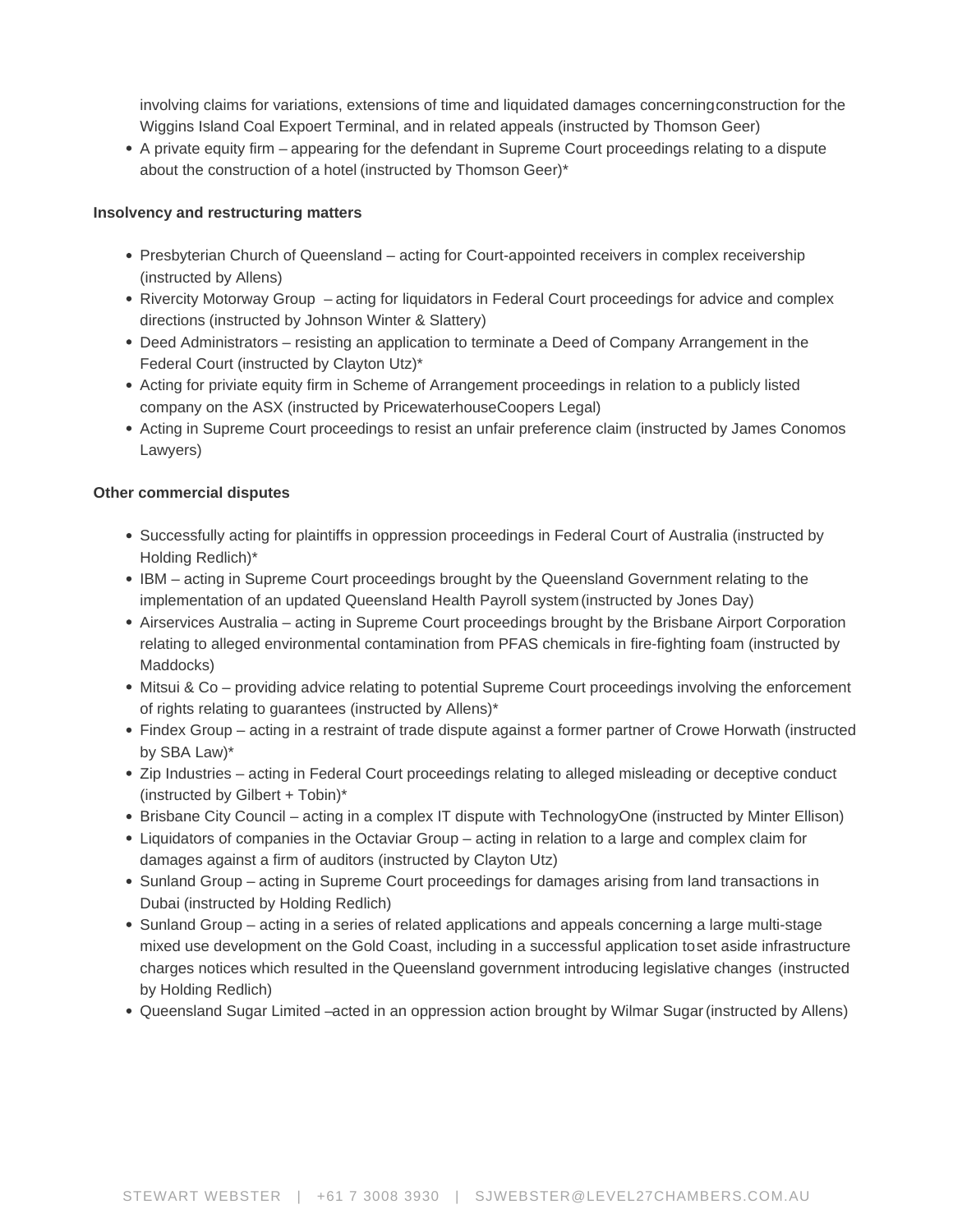involving claims for variations, extensions of time and liquidated damages concerning construction for the Wiggins Island Coal Expoert Terminal, and in related appeals (instructed by Thomson Geer)

- A private equity firm – appearing for the defendant in Supreme Court proceedings relating to a dispute about the construction of a hotel (instructed by Thomson Geer)*

**Insolvency and restructuring matters**

- Presbyterian Church of Queensland – acting for Court-appointed receivers in complex receivership (instructed by Allens)
- Rivercity Motorway Group – acting for liquidators in Federal Court proceedings for advice and complex directions (instructed by Johnson Winter & Slattery)
- Deed Administrators – resisting an application to terminate a Deed of Company Arrangement in the Federal Court (instructed by Clayton Utz)*
- Acting for priviate equity firm in Scheme of Arrangement proceedings in relation to a publicly listed company on the ASX (instructed by PricewaterhouseCoopers Legal)
- Acting in Supreme Court proceedings to resist an unfair preference claim (instructed by James Conomos Lawyers)

**Other commercial disputes**

- Successfully acting for plaintiffs in oppression proceedings in Federal Court of Australia (instructed by Holding Redlich)*
- IBM – acting in Supreme Court proceedings brought by the Queensland Government relating to the implementation of an updated Queensland Health Payroll system (instructed by Jones Day)
- Airservices Australia – acting in Supreme Court proceedings brought by the Brisbane Airport Corporation relating to alleged environmental contamination from PFAS chemicals in fire-fighting foam (instructed by Maddocks)
- Mitsui & Co – providing advice relating to potential Supreme Court proceedings involving the enforcement of rights relating to guarantees (instructed by Allens)*
- Findex Group – acting in a restraint of trade dispute against a former partner of Crowe Horwath (instructed by SBA Law)*
- Zip Industries – acting in Federal Court proceedings relating to alleged misleading or deceptive conduct (instructed by Gilbert + Tobin)*
- Brisbane City Council – acting in a complex IT dispute with TechnologyOne (instructed by Minter Ellison)
- Liquidators of companies in the Octaviar Group – acting in relation to a large and complex claim for damages against a firm of auditors (instructed by Clayton Utz)
- Sunland Group – acting in Supreme Court proceedings for damages arising from land transactions in Dubai (instructed by Holding Redlich)
- Sunland Group – acting in a series of related applications and appeals concerning a large multi-stage mixed use development on the Gold Coast, including in a successful application to set aside infrastructure charges notices which resulted in the Queensland government introducing legislative changes (instructed by Holding Redlich)
- Queensland Sugar Limited – acted in an oppression action brought by Wilmar Sugar (instructed by Allens)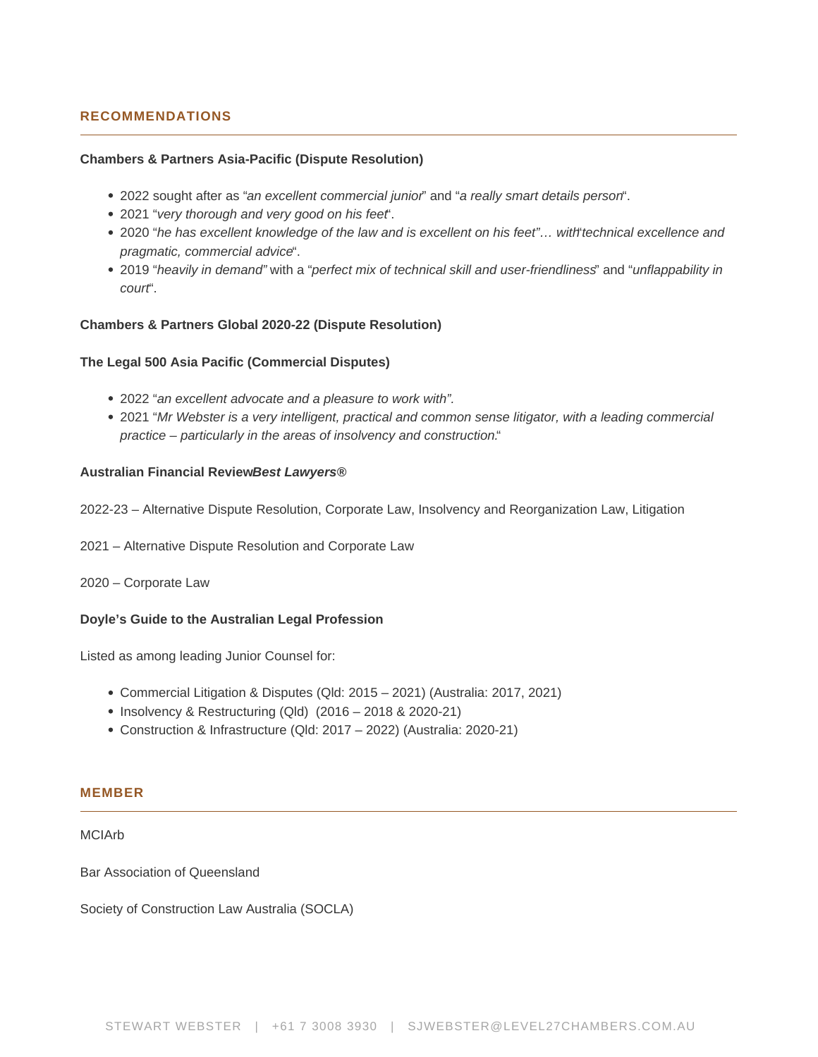## RECOMMENDATIONS

**Chambers & Partners Asia-Pacific (Dispute Resolution)**

- 2022 sought after as "*an excellent commercial junior*" and "*a really smart details person*".
- 2021 "*very thorough and very good on his feet*".
- 2020 "*he has excellent knowledge of the law and is excellent on his feet"… with*"*technical excellence and pragmatic, commercial advice*".
- 2019 "*heavily in demand"* with a "*perfect mix of technical skill and user-friendliness*" and "*unflappability in court*".

**Chambers & Partners Global 2020-22 (Dispute Resolution)**

**The Legal 500 Asia Pacific (Commercial Disputes)**

- 2022 "*an excellent advocate and a pleasure to work with"*.
- 2021 "*Mr Webster is a very intelligent, practical and common sense litigator, with a leading commercial practice – particularly in the areas of insolvency and construction.*"

**Australian Financial Review*Best Lawyers®***

2022-23 – Alternative Dispute Resolution, Corporate Law, Insolvency and Reorganization Law, Litigation

2021 – Alternative Dispute Resolution and Corporate Law

2020 – Corporate Law

**Doyle's Guide to the Australian Legal Profession**

Listed as among leading Junior Counsel for:

- Commercial Litigation & Disputes (Qld: 2015 – 2021) (Australia: 2017, 2021)
- Insolvency & Restructuring (Qld) (2016 – 2018 & 2020-21)
- Construction & Infrastructure (Qld: 2017 – 2022) (Australia: 2020-21)

## MEMBER

MCIArb

Bar Association of Queensland

Society of Construction Law Australia (SOCLA)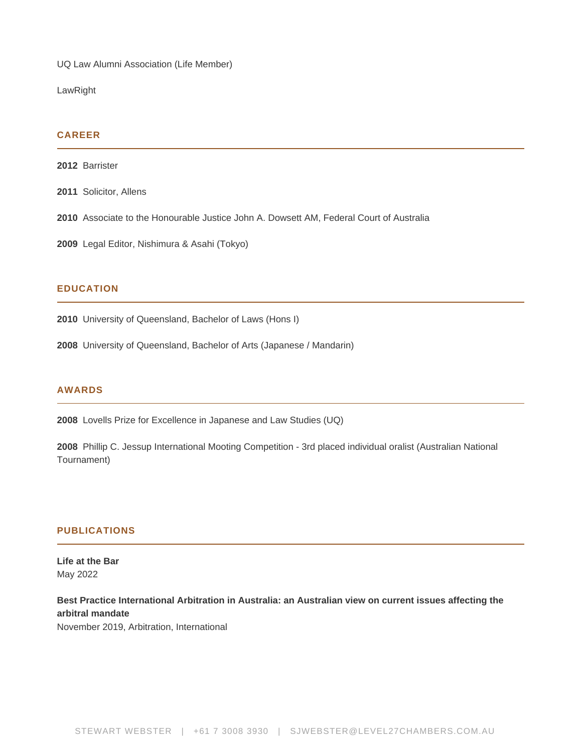UQ Law Alumni Association (Life Member)

LawRight

## CAREER

**2012** Barrister

**2011** Solicitor, Allens

**2010** Associate to the Honourable Justice John A. Dowsett AM, Federal Court of Australia

**2009** Legal Editor, Nishimura & Asahi (Tokyo)

## EDUCATION

**2010** University of Queensland, Bachelor of Laws (Hons I)

**2008** University of Queensland, Bachelor of Arts (Japanese / Mandarin)

## AWARDS

**2008** Lovells Prize for Excellence in Japanese and Law Studies (UQ)

**2008** Phillip C. Jessup International Mooting Competition - 3rd placed individual oralist (Australian National Tournament)

## PUBLICATIONS

**Life at the Bar**
May 2022

**Best Practice International Arbitration in Australia: an Australian view on current issues affecting the arbitral mandate**
November 2019, Arbitration, International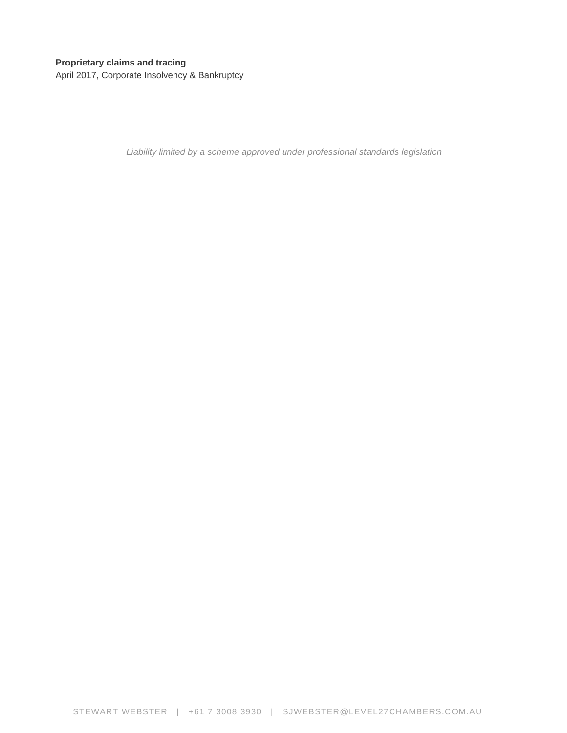**Proprietary claims and tracing**
April 2017, Corporate Insolvency & Bankruptcy

*Liability limited by a scheme approved under professional standards legislation*